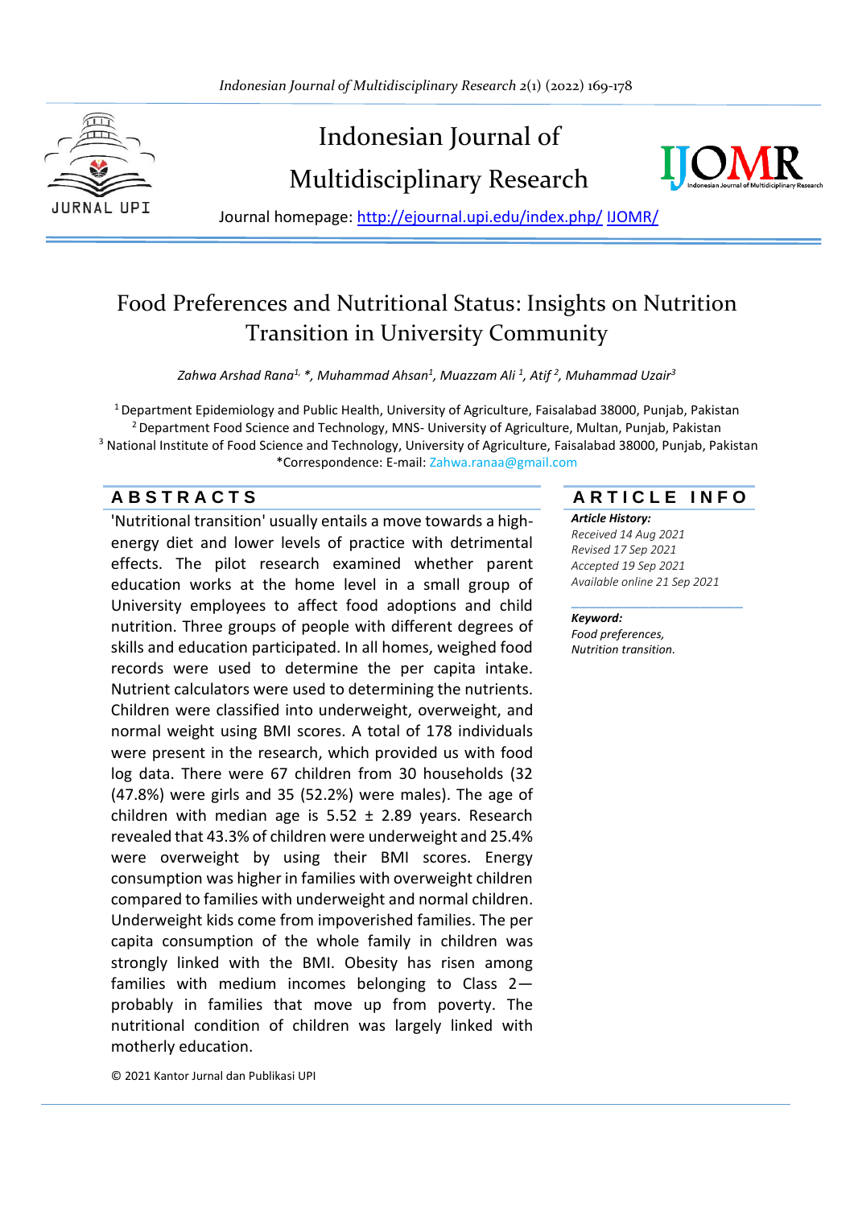# Indonesian Journal of Multidisciplinary Research

Journal homepage: http://ejournal.upi.edu/index.php/ IJOMR/

## Food Preferences and Nutritional Status: Insights on Nutrition Transition in University Community

*Zahwa Arshad Rana[1,] \*, Muhammad Ahsan[1], Muazzam Ali [1], Atif [2], Muhammad Uzair[3]*

[1] Department Epidemiology and Public Health, University of Agriculture, Faisalabad 38000, Punjab, Pakistan
[2] Department Food Science and Technology, MNS- University of Agriculture, Multan, Punjab, Pakistan
[3] National Institute of Food Science and Technology, University of Agriculture, Faisalabad 38000, Punjab, Pakistan
\*Correspondence: E-mail: Zahwa.ranaa@gmail.com

### A B S T R A C T S

'Nutritional transition' usually entails a move towards a high-energy diet and lower levels of practice with detrimental effects. The pilot research examined whether parent education works at the home level in a small group of University employees to affect food adoptions and child nutrition. Three groups of people with different degrees of skills and education participated. In all homes, weighed food records were used to determine the per capita intake. Nutrient calculators were used to determining the nutrients. Children were classified into underweight, overweight, and normal weight using BMI scores. A total of 178 individuals were present in the research, which provided us with food log data. There were 67 children from 30 households (32 (47.8%) were girls and 35 (52.2%) were males). The age of children with median age is 5.52 ± 2.89 years. Research revealed that 43.3% of children were underweight and 25.4% were overweight by using their BMI scores. Energy consumption was higher in families with overweight children compared to families with underweight and normal children. Underweight kids come from impoverished families. The per capita consumption of the whole family in children was strongly linked with the BMI. Obesity has risen among families with medium incomes belonging to Class 2—probably in families that move up from poverty. The nutritional condition of children was largely linked with motherly education.

© 2021 Kantor Jurnal dan Publikasi UPI

### A R T I C L E I N F O

***Article History:***
*Received 14 Aug 2021*
*Revised 17 Sep 2021*
*Accepted 19 Sep 2021*
*Available online 21 Sep 2021*

***Keyword:***
*Food preferences,*
*Nutrition transition.*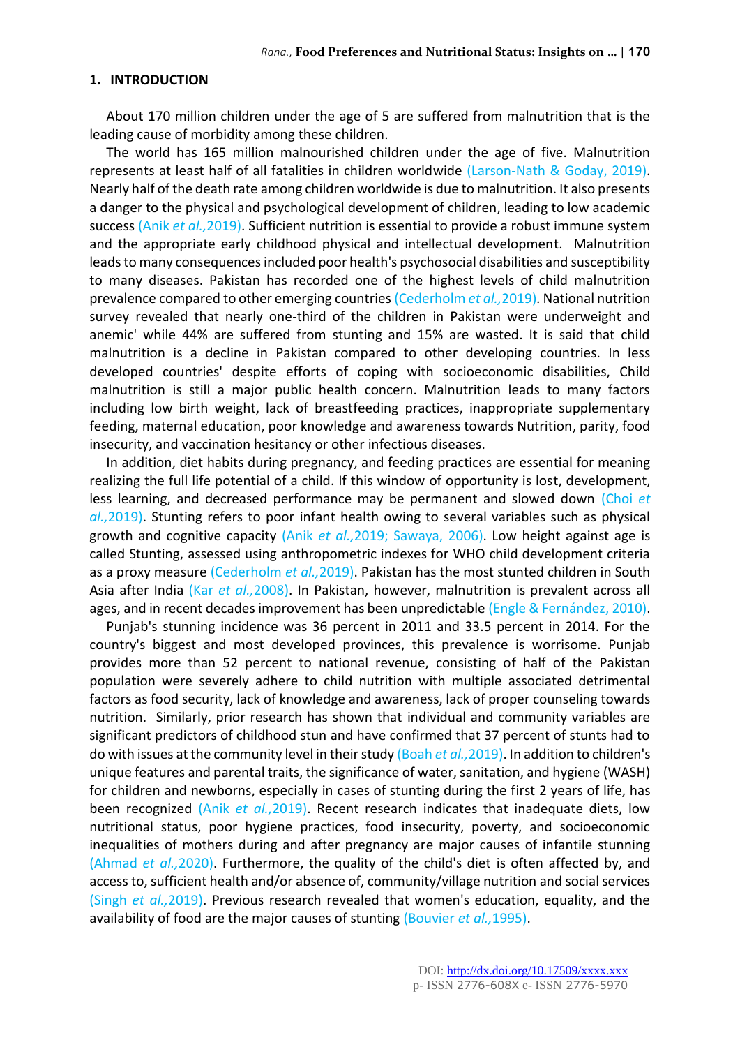## 1. INTRODUCTION

About 170 million children under the age of 5 are suffered from malnutrition that is the leading cause of morbidity among these children.

The world has 165 million malnourished children under the age of five. Malnutrition represents at least half of all fatalities in children worldwide (Larson-Nath & Goday, 2019). Nearly half of the death rate among children worldwide is due to malnutrition. It also presents a danger to the physical and psychological development of children, leading to low academic success (Anik *et al.*,2019). Sufficient nutrition is essential to provide a robust immune system and the appropriate early childhood physical and intellectual development. Malnutrition leads to many consequences included poor health's psychosocial disabilities and susceptibility to many diseases. Pakistan has recorded one of the highest levels of child malnutrition prevalence compared to other emerging countries (Cederholm *et al.*,2019). National nutrition survey revealed that nearly one-third of the children in Pakistan were underweight and anemic' while 44% are suffered from stunting and 15% are wasted. It is said that child malnutrition is a decline in Pakistan compared to other developing countries. In less developed countries' despite efforts of coping with socioeconomic disabilities, Child malnutrition is still a major public health concern. Malnutrition leads to many factors including low birth weight, lack of breastfeeding practices, inappropriate supplementary feeding, maternal education, poor knowledge and awareness towards Nutrition, parity, food insecurity, and vaccination hesitancy or other infectious diseases.

In addition, diet habits during pregnancy, and feeding practices are essential for meaning realizing the full life potential of a child. If this window of opportunity is lost, development, less learning, and decreased performance may be permanent and slowed down (Choi *et al.*,2019). Stunting refers to poor infant health owing to several variables such as physical growth and cognitive capacity (Anik *et al.*,2019; Sawaya, 2006). Low height against age is called Stunting, assessed using anthropometric indexes for WHO child development criteria as a proxy measure (Cederholm *et al.*,2019). Pakistan has the most stunted children in South Asia after India (Kar *et al.*,2008). In Pakistan, however, malnutrition is prevalent across all ages, and in recent decades improvement has been unpredictable (Engle & Fernández, 2010).

Punjab's stunning incidence was 36 percent in 2011 and 33.5 percent in 2014. For the country's biggest and most developed provinces, this prevalence is worrisome. Punjab provides more than 52 percent to national revenue, consisting of half of the Pakistan population were severely adhere to child nutrition with multiple associated detrimental factors as food security, lack of knowledge and awareness, lack of proper counseling towards nutrition. Similarly, prior research has shown that individual and community variables are significant predictors of childhood stun and have confirmed that 37 percent of stunts had to do with issues at the community level in their study (Boah *et al.*,2019). In addition to children's unique features and parental traits, the significance of water, sanitation, and hygiene (WASH) for children and newborns, especially in cases of stunting during the first 2 years of life, has been recognized (Anik *et al.*,2019). Recent research indicates that inadequate diets, low nutritional status, poor hygiene practices, food insecurity, poverty, and socioeconomic inequalities of mothers during and after pregnancy are major causes of infantile stunning (Ahmad *et al.*,2020). Furthermore, the quality of the child's diet is often affected by, and access to, sufficient health and/or absence of, community/village nutrition and social services (Singh *et al.*,2019). Previous research revealed that women's education, equality, and the availability of food are the major causes of stunting (Bouvier *et al.*,1995).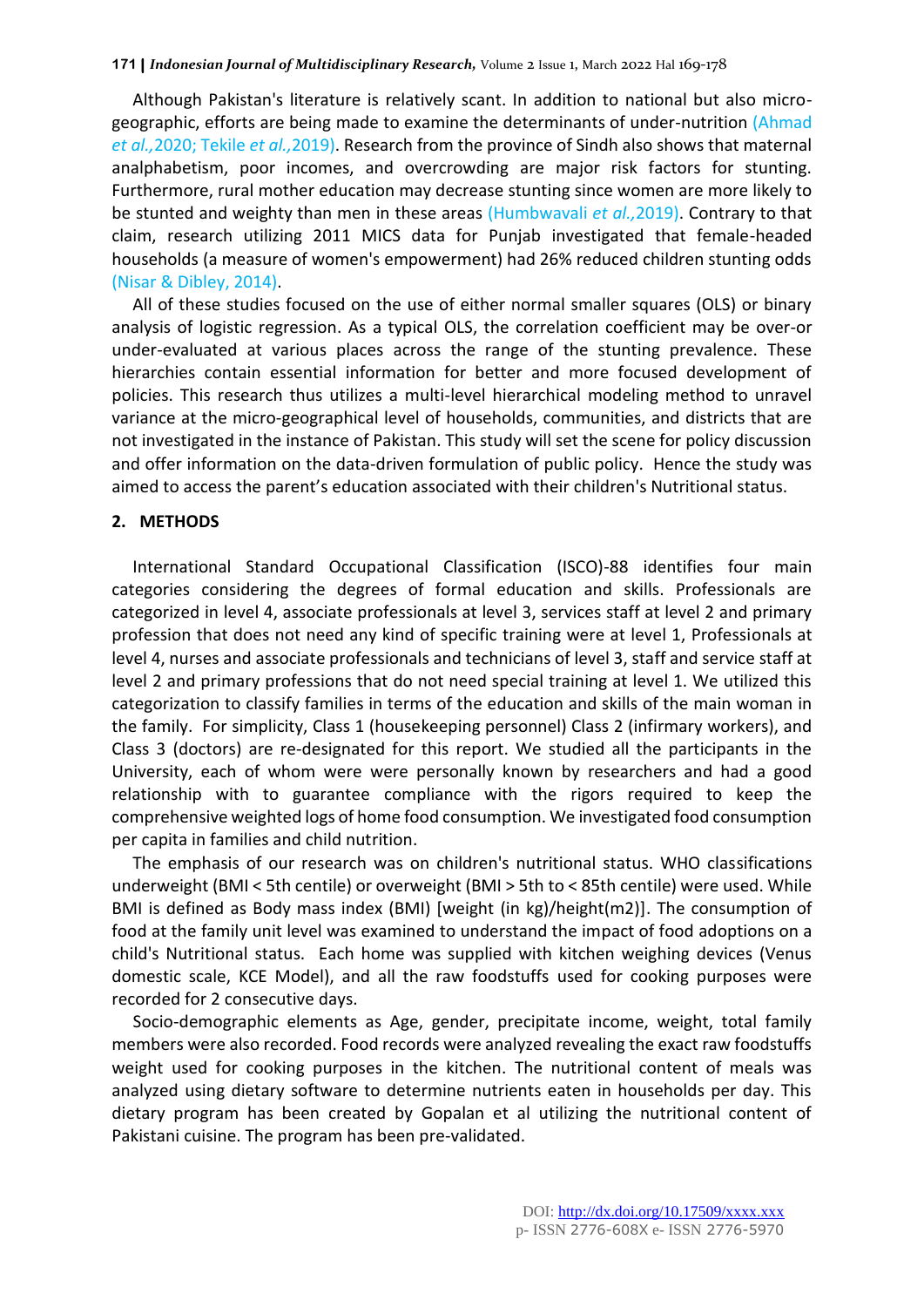Although Pakistan's literature is relatively scant. In addition to national but also micro-geographic, efforts are being made to examine the determinants of under-nutrition (Ahmad *et al.,*2020; Tekile *et al.,*2019). Research from the province of Sindh also shows that maternal analphabetism, poor incomes, and overcrowding are major risk factors for stunting. Furthermore, rural mother education may decrease stunting since women are more likely to be stunted and weighty than men in these areas (Humbwavali *et al.,*2019). Contrary to that claim, research utilizing 2011 MICS data for Punjab investigated that female-headed households (a measure of women's empowerment) had 26% reduced children stunting odds (Nisar & Dibley, 2014).

All of these studies focused on the use of either normal smaller squares (OLS) or binary analysis of logistic regression. As a typical OLS, the correlation coefficient may be over-or under-evaluated at various places across the range of the stunting prevalence. These hierarchies contain essential information for better and more focused development of policies. This research thus utilizes a multi-level hierarchical modeling method to unravel variance at the micro-geographical level of households, communities, and districts that are not investigated in the instance of Pakistan. This study will set the scene for policy discussion and offer information on the data-driven formulation of public policy. Hence the study was aimed to access the parent's education associated with their children's Nutritional status.

## 2. METHODS

International Standard Occupational Classification (ISCO)-88 identifies four main categories considering the degrees of formal education and skills. Professionals are categorized in level 4, associate professionals at level 3, services staff at level 2 and primary profession that does not need any kind of specific training were at level 1, Professionals at level 4, nurses and associate professionals and technicians of level 3, staff and service staff at level 2 and primary professions that do not need special training at level 1. We utilized this categorization to classify families in terms of the education and skills of the main woman in the family. For simplicity, Class 1 (housekeeping personnel) Class 2 (infirmary workers), and Class 3 (doctors) are re-designated for this report. We studied all the participants in the University, each of whom were were personally known by researchers and had a good relationship with to guarantee compliance with the rigors required to keep the comprehensive weighted logs of home food consumption. We investigated food consumption per capita in families and child nutrition.

The emphasis of our research was on children's nutritional status. WHO classifications underweight (BMI < 5th centile) or overweight (BMI > 5th to < 85th centile) were used. While BMI is defined as Body mass index (BMI) [weight (in kg)/height(m2)]. The consumption of food at the family unit level was examined to understand the impact of food adoptions on a child's Nutritional status. Each home was supplied with kitchen weighing devices (Venus domestic scale, KCE Model), and all the raw foodstuffs used for cooking purposes were recorded for 2 consecutive days.

Socio-demographic elements as Age, gender, precipitate income, weight, total family members were also recorded. Food records were analyzed revealing the exact raw foodstuffs weight used for cooking purposes in the kitchen. The nutritional content of meals was analyzed using dietary software to determine nutrients eaten in households per day. This dietary program has been created by Gopalan et al utilizing the nutritional content of Pakistani cuisine. The program has been pre-validated.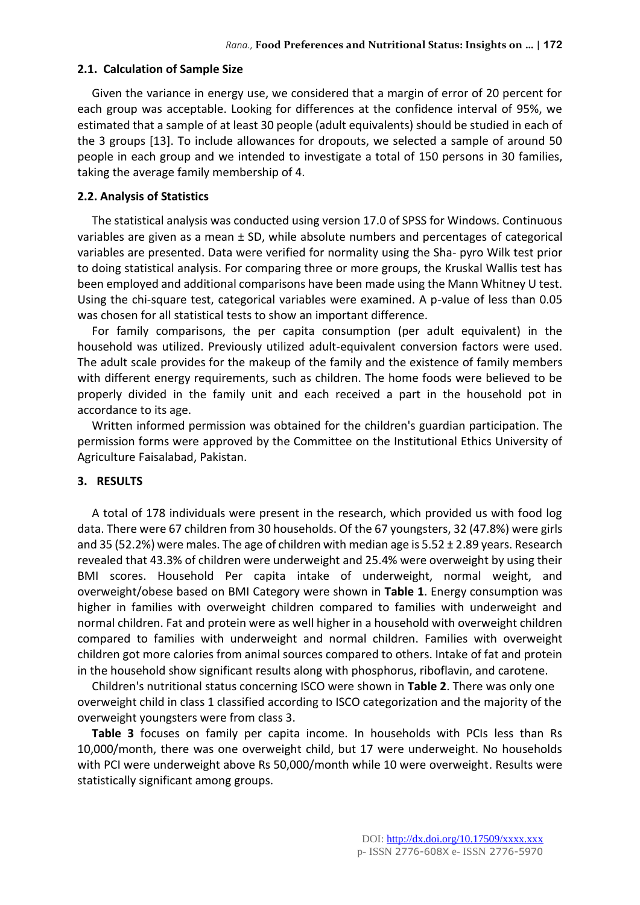### 2.1. Calculation of Sample Size

Given the variance in energy use, we considered that a margin of error of 20 percent for each group was acceptable. Looking for differences at the confidence interval of 95%, we estimated that a sample of at least 30 people (adult equivalents) should be studied in each of the 3 groups [13]. To include allowances for dropouts, we selected a sample of around 50 people in each group and we intended to investigate a total of 150 persons in 30 families, taking the average family membership of 4.

### 2.2. Analysis of Statistics

The statistical analysis was conducted using version 17.0 of SPSS for Windows. Continuous variables are given as a mean ± SD, while absolute numbers and percentages of categorical variables are presented. Data were verified for normality using the Sha- pyro Wilk test prior to doing statistical analysis. For comparing three or more groups, the Kruskal Wallis test has been employed and additional comparisons have been made using the Mann Whitney U test. Using the chi-square test, categorical variables were examined. A p-value of less than 0.05 was chosen for all statistical tests to show an important difference.

For family comparisons, the per capita consumption (per adult equivalent) in the household was utilized. Previously utilized adult-equivalent conversion factors were used. The adult scale provides for the makeup of the family and the existence of family members with different energy requirements, such as children. The home foods were believed to be properly divided in the family unit and each received a part in the household pot in accordance to its age.

Written informed permission was obtained for the children's guardian participation. The permission forms were approved by the Committee on the Institutional Ethics University of Agriculture Faisalabad, Pakistan.

## 3. RESULTS

A total of 178 individuals were present in the research, which provided us with food log data. There were 67 children from 30 households. Of the 67 youngsters, 32 (47.8%) were girls and 35 (52.2%) were males. The age of children with median age is 5.52 ± 2.89 years. Research revealed that 43.3% of children were underweight and 25.4% were overweight by using their BMI scores. Household Per capita intake of underweight, normal weight, and overweight/obese based on BMI Category were shown in **Table 1**. Energy consumption was higher in families with overweight children compared to families with underweight and normal children. Fat and protein were as well higher in a household with overweight children compared to families with underweight and normal children. Families with overweight children got more calories from animal sources compared to others. Intake of fat and protein in the household show significant results along with phosphorus, riboflavin, and carotene.

Children's nutritional status concerning ISCO were shown in **Table 2**. There was only one overweight child in class 1 classified according to ISCO categorization and the majority of the overweight youngsters were from class 3.

**Table 3** focuses on family per capita income. In households with PCIs less than Rs 10,000/month, there was one overweight child, but 17 were underweight. No households with PCI were underweight above Rs 50,000/month while 10 were overweight. Results were statistically significant among groups.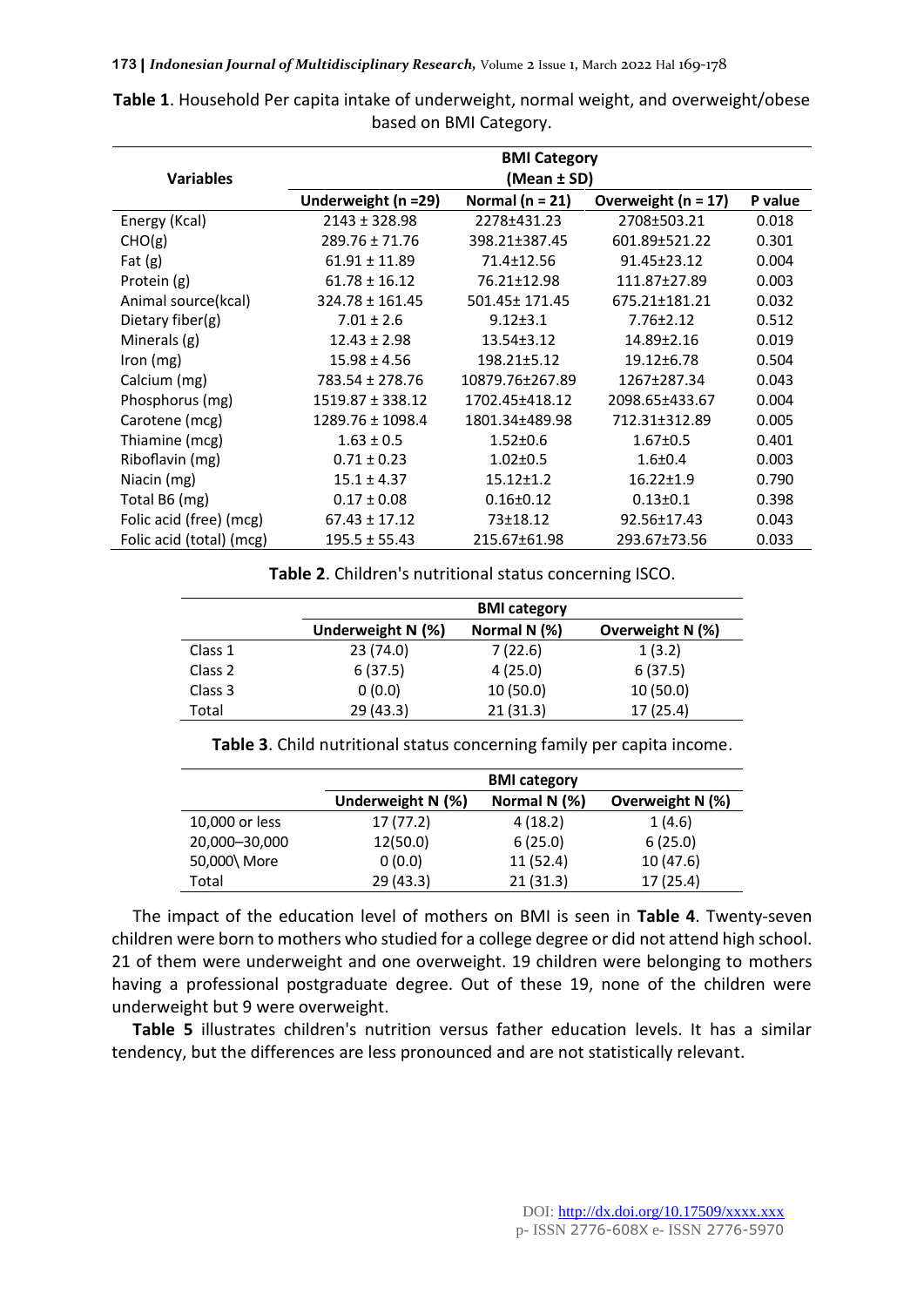**Table 1**. Household Per capita intake of underweight, normal weight, and overweight/obese based on BMI Category.

| Variables | BMI Category (Mean ± SD) | | | |
|---|---|---|---|---|
| | Underweight (n =29) | Normal (n = 21) | Overweight (n = 17) | P value |
| Energy (Kcal) | 2143 ± 328.98 | 2278±431.23 | 2708±503.21 | 0.018 |
| CHO(g) | 289.76 ± 71.76 | 398.21±387.45 | 601.89±521.22 | 0.301 |
| Fat (g) | 61.91 ± 11.89 | 71.4±12.56 | 91.45±23.12 | 0.004 |
| Protein (g) | 61.78 ± 16.12 | 76.21±12.98 | 111.87±27.89 | 0.003 |
| Animal source(kcal) | 324.78 ± 161.45 | 501.45± 171.45 | 675.21±181.21 | 0.032 |
| Dietary fiber(g) | 7.01 ± 2.6 | 9.12±3.1 | 7.76±2.12 | 0.512 |
| Minerals (g) | 12.43 ± 2.98 | 13.54±3.12 | 14.89±2.16 | 0.019 |
| Iron (mg) | 15.98 ± 4.56 | 198.21±5.12 | 19.12±6.78 | 0.504 |
| Calcium (mg) | 783.54 ± 278.76 | 10879.76±267.89 | 1267±287.34 | 0.043 |
| Phosphorus (mg) | 1519.87 ± 338.12 | 1702.45±418.12 | 2098.65±433.67 | 0.004 |
| Carotene (mcg) | 1289.76 ± 1098.4 | 1801.34±489.98 | 712.31±312.89 | 0.005 |
| Thiamine (mcg) | 1.63 ± 0.5 | 1.52±0.6 | 1.67±0.5 | 0.401 |
| Riboflavin (mg) | 0.71 ± 0.23 | 1.02±0.5 | 1.6±0.4 | 0.003 |
| Niacin (mg) | 15.1 ± 4.37 | 15.12±1.2 | 16.22±1.9 | 0.790 |
| Total B6 (mg) | 0.17 ± 0.08 | 0.16±0.12 | 0.13±0.1 | 0.398 |
| Folic acid (free) (mcg) | 67.43 ± 17.12 | 73±18.12 | 92.56±17.43 | 0.043 |
| Folic acid (total) (mcg) | 195.5 ± 55.43 | 215.67±61.98 | 293.67±73.56 | 0.033 |

**Table 2**. Children's nutritional status concerning ISCO.

| | BMI category | | |
|---|---|---|---|
| | Underweight N (%) | Normal N (%) | Overweight N (%) |
| Class 1 | 23 (74.0) | 7 (22.6) | 1 (3.2) |
| Class 2 | 6 (37.5) | 4 (25.0) | 6 (37.5) |
| Class 3 | 0 (0.0) | 10 (50.0) | 10 (50.0) |
| Total | 29 (43.3) | 21 (31.3) | 17 (25.4) |

**Table 3**. Child nutritional status concerning family per capita income.

| | BMI category | | |
|---|---|---|---|
| | Underweight N (%) | Normal N (%) | Overweight N (%) |
| 10,000 or less | 17 (77.2) | 4 (18.2) | 1 (4.6) |
| 20,000–30,000 | 12(50.0) | 6 (25.0) | 6 (25.0) |
| 50,000\ More | 0 (0.0) | 11 (52.4) | 10 (47.6) |
| Total | 29 (43.3) | 21 (31.3) | 17 (25.4) |

The impact of the education level of mothers on BMI is seen in **Table 4**. Twenty-seven children were born to mothers who studied for a college degree or did not attend high school. 21 of them were underweight and one overweight. 19 children were belonging to mothers having a professional postgraduate degree. Out of these 19, none of the children were underweight but 9 were overweight.

**Table 5** illustrates children's nutrition versus father education levels. It has a similar tendency, but the differences are less pronounced and are not statistically relevant.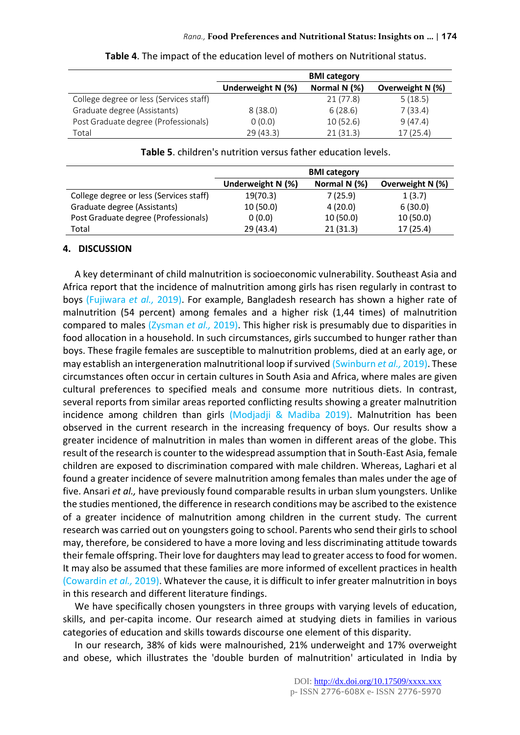**Table 4**. The impact of the education level of mothers on Nutritional status.

| | BMI category | | |
|---|---|---|---|
| | Underweight N (%) | Normal N (%) | Overweight N (%) |
| College degree or less (Services staff) | | 21 (77.8) | 5 (18.5) |
| Graduate degree (Assistants) | 8 (38.0) | 6 (28.6) | 7 (33.4) |
| Post Graduate degree (Professionals) | 0 (0.0) | 10 (52.6) | 9 (47.4) |
| Total | 29 (43.3) | 21 (31.3) | 17 (25.4) |

**Table 5**. children's nutrition versus father education levels.

| | BMI category | | |
|---|---|---|---|
| | Underweight N (%) | Normal N (%) | Overweight N (%) |
| College degree or less (Services staff) | 19(70.3) | 7 (25.9) | 1 (3.7) |
| Graduate degree (Assistants) | 10 (50.0) | 4 (20.0) | 6 (30.0) |
| Post Graduate degree (Professionals) | 0 (0.0) | 10 (50.0) | 10 (50.0) |
| Total | 29 (43.4) | 21 (31.3) | 17 (25.4) |

## 4. DISCUSSION

A key determinant of child malnutrition is socioeconomic vulnerability. Southeast Asia and Africa report that the incidence of malnutrition among girls has risen regularly in contrast to boys (Fujiwara *et al.,* 2019). For example, Bangladesh research has shown a higher rate of malnutrition (54 percent) among females and a higher risk (1,44 times) of malnutrition compared to males (Zysman *et al.,* 2019). This higher risk is presumably due to disparities in food allocation in a household. In such circumstances, girls succumbed to hunger rather than boys. These fragile females are susceptible to malnutrition problems, died at an early age, or may establish an intergeneration malnutritional loop if survived (Swinburn *et al.,* 2019). These circumstances often occur in certain cultures in South Asia and Africa, where males are given cultural preferences to specified meals and consume more nutritious diets. In contrast, several reports from similar areas reported conflicting results showing a greater malnutrition incidence among children than girls (Modjadji & Madiba 2019). Malnutrition has been observed in the current research in the increasing frequency of boys. Our results show a greater incidence of malnutrition in males than women in different areas of the globe. This result of the research is counter to the widespread assumption that in South-East Asia, female children are exposed to discrimination compared with male children. Whereas, Laghari et al found a greater incidence of severe malnutrition among females than males under the age of five. Ansari *et al.,* have previously found comparable results in urban slum youngsters. Unlike the studies mentioned, the difference in research conditions may be ascribed to the existence of a greater incidence of malnutrition among children in the current study. The current research was carried out on youngsters going to school. Parents who send their girls to school may, therefore, be considered to have a more loving and less discriminating attitude towards their female offspring. Their love for daughters may lead to greater access to food for women. It may also be assumed that these families are more informed of excellent practices in health (Cowardin *et al.,* 2019). Whatever the cause, it is difficult to infer greater malnutrition in boys in this research and different literature findings.

We have specifically chosen youngsters in three groups with varying levels of education, skills, and per-capita income. Our research aimed at studying diets in families in various categories of education and skills towards discourse one element of this disparity.

In our research, 38% of kids were malnourished, 21% underweight and 17% overweight and obese, which illustrates the 'double burden of malnutrition' articulated in India by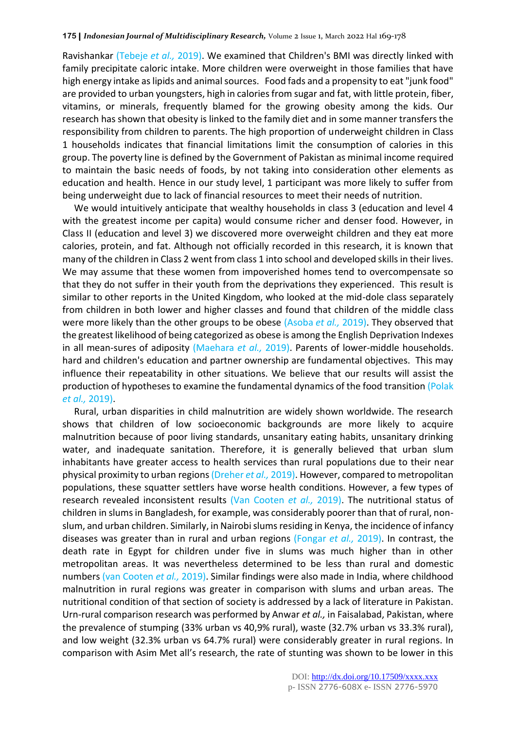Ravishankar (Tebeje *et al.,* 2019). We examined that Children's BMI was directly linked with family precipitate caloric intake. More children were overweight in those families that have high energy intake as lipids and animal sources. Food fads and a propensity to eat "junk food" are provided to urban youngsters, high in calories from sugar and fat, with little protein, fiber, vitamins, or minerals, frequently blamed for the growing obesity among the kids. Our research has shown that obesity is linked to the family diet and in some manner transfers the responsibility from children to parents. The high proportion of underweight children in Class 1 households indicates that financial limitations limit the consumption of calories in this group. The poverty line is defined by the Government of Pakistan as minimal income required to maintain the basic needs of foods, by not taking into consideration other elements as education and health. Hence in our study level, 1 participant was more likely to suffer from being underweight due to lack of financial resources to meet their needs of nutrition.

We would intuitively anticipate that wealthy households in class 3 (education and level 4 with the greatest income per capita) would consume richer and denser food. However, in Class II (education and level 3) we discovered more overweight children and they eat more calories, protein, and fat. Although not officially recorded in this research, it is known that many of the children in Class 2 went from class 1 into school and developed skills in their lives. We may assume that these women from impoverished homes tend to overcompensate so that they do not suffer in their youth from the deprivations they experienced. This result is similar to other reports in the United Kingdom, who looked at the mid-dole class separately from children in both lower and higher classes and found that children of the middle class were more likely than the other groups to be obese (Asoba *et al.,* 2019). They observed that the greatest likelihood of being categorized as obese is among the English Deprivation Indexes in all mean-sures of adiposity (Maehara *et al.,* 2019). Parents of lower-middle households. hard and children's education and partner ownership are fundamental objectives. This may influence their repeatability in other situations. We believe that our results will assist the production of hypotheses to examine the fundamental dynamics of the food transition (Polak *et al.,* 2019).

Rural, urban disparities in child malnutrition are widely shown worldwide. The research shows that children of low socioeconomic backgrounds are more likely to acquire malnutrition because of poor living standards, unsanitary eating habits, unsanitary drinking water, and inadequate sanitation. Therefore, it is generally believed that urban slum inhabitants have greater access to health services than rural populations due to their near physical proximity to urban regions (Dreher *et al.,* 2019). However, compared to metropolitan populations, these squatter settlers have worse health conditions. However, a few types of research revealed inconsistent results (Van Cooten *et al.,* 2019). The nutritional status of children in slums in Bangladesh, for example, was considerably poorer than that of rural, non-slum, and urban children. Similarly, in Nairobi slums residing in Kenya, the incidence of infancy diseases was greater than in rural and urban regions (Fongar *et al.,* 2019). In contrast, the death rate in Egypt for children under five in slums was much higher than in other metropolitan areas. It was nevertheless determined to be less than rural and domestic numbers (van Cooten *et al.,* 2019). Similar findings were also made in India, where childhood malnutrition in rural regions was greater in comparison with slums and urban areas. The nutritional condition of that section of society is addressed by a lack of literature in Pakistan. Urn-rural comparison research was performed by Anwar *et al.,* in Faisalabad, Pakistan, where the prevalence of stumping (33% urban vs 40,9% rural), waste (32.7% urban vs 33.3% rural), and low weight (32.3% urban vs 64.7% rural) were considerably greater in rural regions. In comparison with Asim Met all's research, the rate of stunting was shown to be lower in this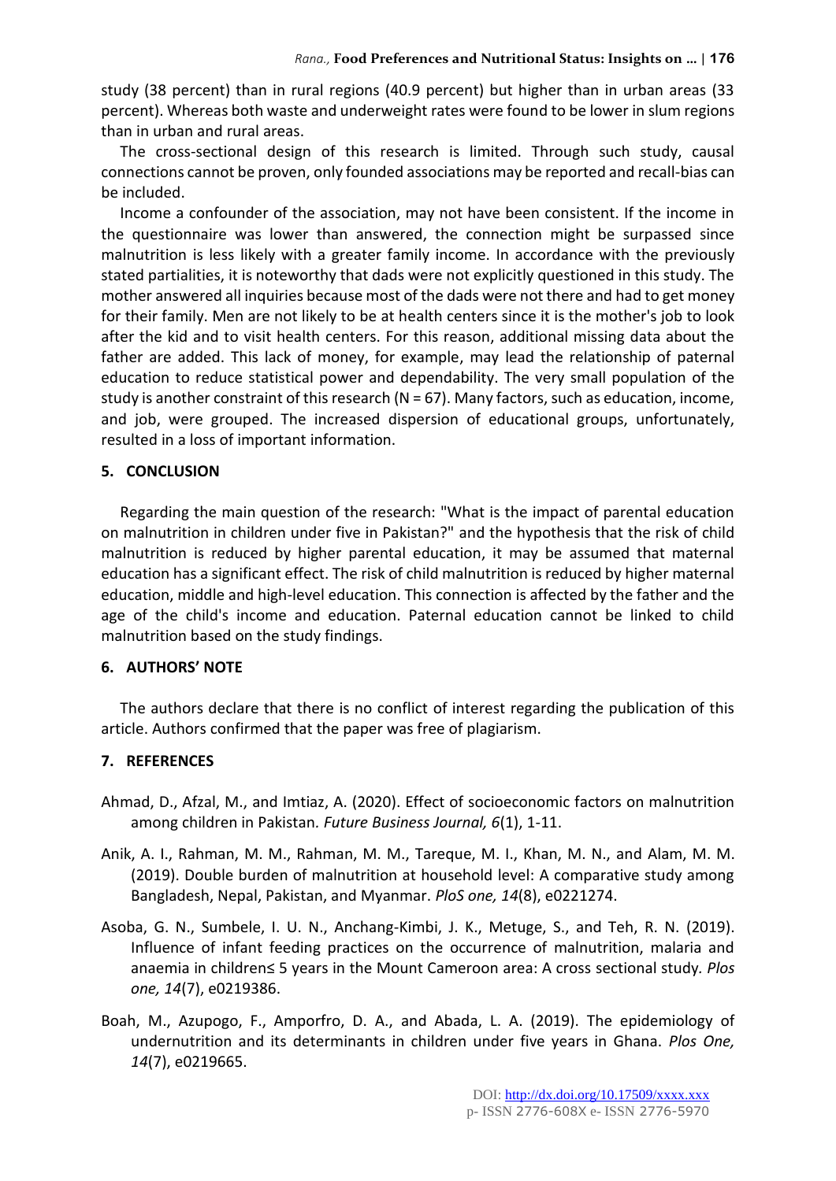study (38 percent) than in rural regions (40.9 percent) but higher than in urban areas (33 percent). Whereas both waste and underweight rates were found to be lower in slum regions than in urban and rural areas.

The cross-sectional design of this research is limited. Through such study, causal connections cannot be proven, only founded associations may be reported and recall-bias can be included.

Income a confounder of the association, may not have been consistent. If the income in the questionnaire was lower than answered, the connection might be surpassed since malnutrition is less likely with a greater family income. In accordance with the previously stated partialities, it is noteworthy that dads were not explicitly questioned in this study. The mother answered all inquiries because most of the dads were not there and had to get money for their family. Men are not likely to be at health centers since it is the mother's job to look after the kid and to visit health centers. For this reason, additional missing data about the father are added. This lack of money, for example, may lead the relationship of paternal education to reduce statistical power and dependability. The very small population of the study is another constraint of this research (N = 67). Many factors, such as education, income, and job, were grouped. The increased dispersion of educational groups, unfortunately, resulted in a loss of important information.

## 5. CONCLUSION

Regarding the main question of the research: "What is the impact of parental education on malnutrition in children under five in Pakistan?" and the hypothesis that the risk of child malnutrition is reduced by higher parental education, it may be assumed that maternal education has a significant effect. The risk of child malnutrition is reduced by higher maternal education, middle and high-level education. This connection is affected by the father and the age of the child's income and education. Paternal education cannot be linked to child malnutrition based on the study findings.

## 6. AUTHORS' NOTE

The authors declare that there is no conflict of interest regarding the publication of this article. Authors confirmed that the paper was free of plagiarism.

## 7. REFERENCES

Ahmad, D., Afzal, M., and Imtiaz, A. (2020). Effect of socioeconomic factors on malnutrition among children in Pakistan. *Future Business Journal, 6*(1), 1-11.

Anik, A. I., Rahman, M. M., Rahman, M. M., Tareque, M. I., Khan, M. N., and Alam, M. M. (2019). Double burden of malnutrition at household level: A comparative study among Bangladesh, Nepal, Pakistan, and Myanmar. *PloS one, 14*(8), e0221274.

Asoba, G. N., Sumbele, I. U. N., Anchang-Kimbi, J. K., Metuge, S., and Teh, R. N. (2019). Influence of infant feeding practices on the occurrence of malnutrition, malaria and anaemia in children≤ 5 years in the Mount Cameroon area: A cross sectional study. *Plos one, 14*(7), e0219386.

Boah, M., Azupogo, F., Amporfro, D. A., and Abada, L. A. (2019). The epidemiology of undernutrition and its determinants in children under five years in Ghana. *Plos One, 14*(7), e0219665.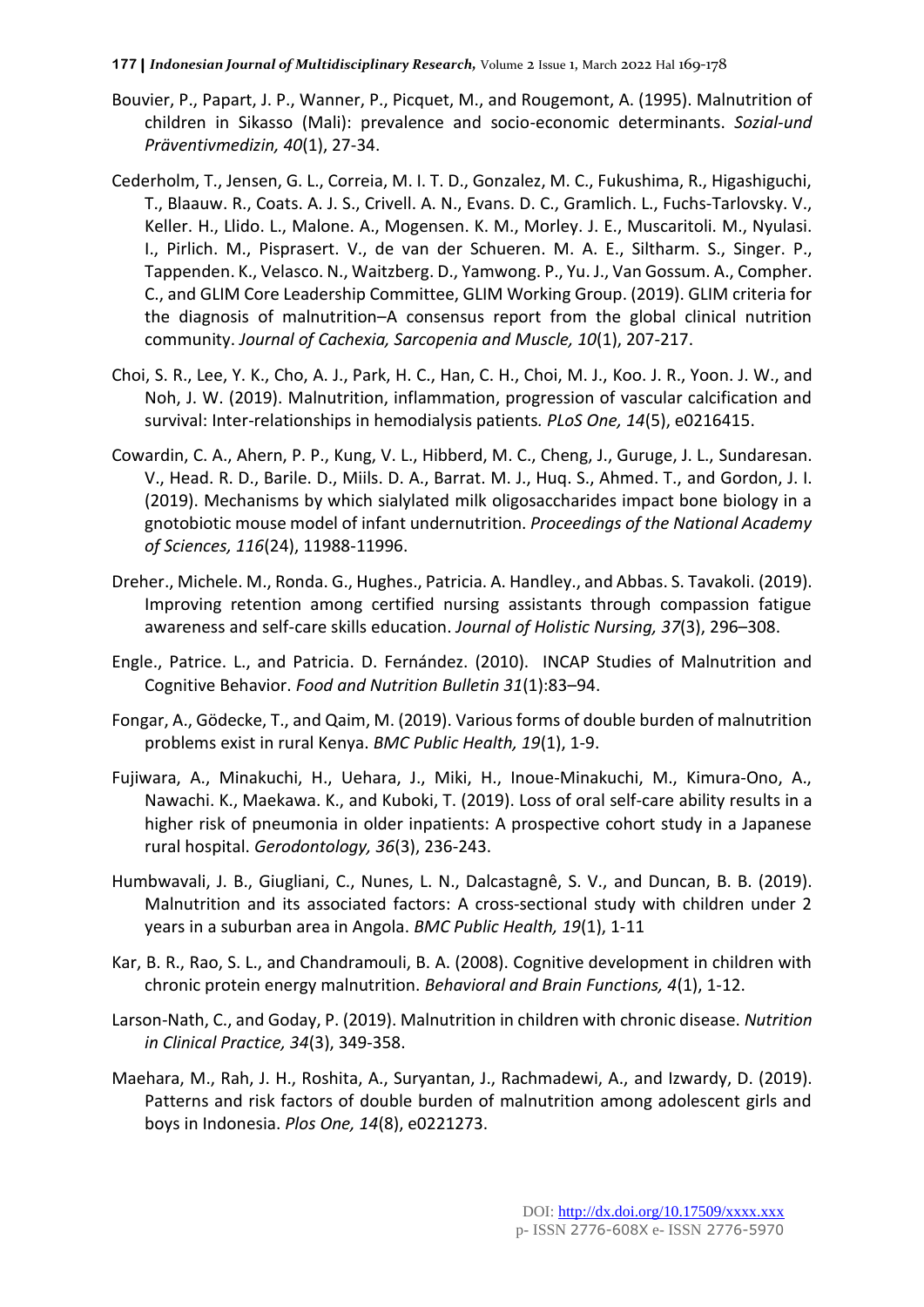Bouvier, P., Papart, J. P., Wanner, P., Picquet, M., and Rougemont, A. (1995). Malnutrition of children in Sikasso (Mali): prevalence and socio-economic determinants. *Sozial-und Präventivmedizin, 40*(1), 27-34.

Cederholm, T., Jensen, G. L., Correia, M. I. T. D., Gonzalez, M. C., Fukushima, R., Higashiguchi, T., Blaauw. R., Coats. A. J. S., Crivell. A. N., Evans. D. C., Gramlich. L., Fuchs-Tarlovsky. V., Keller. H., Llido. L., Malone. A., Mogensen. K. M., Morley. J. E., Muscaritoli. M., Nyulasi. I., Pirlich. M., Pisprasert. V., de van der Schueren. M. A. E., Siltharm. S., Singer. P., Tappenden. K., Velasco. N., Waitzberg. D., Yamwong. P., Yu. J., Van Gossum. A., Compher. C., and GLIM Core Leadership Committee, GLIM Working Group. (2019). GLIM criteria for the diagnosis of malnutrition–A consensus report from the global clinical nutrition community. *Journal of Cachexia, Sarcopenia and Muscle, 10*(1), 207-217.

Choi, S. R., Lee, Y. K., Cho, A. J., Park, H. C., Han, C. H., Choi, M. J., Koo. J. R., Yoon. J. W., and Noh, J. W. (2019). Malnutrition, inflammation, progression of vascular calcification and survival: Inter-relationships in hemodialysis patients*. PLoS One, 14*(5), e0216415.

Cowardin, C. A., Ahern, P. P., Kung, V. L., Hibberd, M. C., Cheng, J., Guruge, J. L., Sundaresan. V., Head. R. D., Barile. D., Miils. D. A., Barrat. M. J., Huq. S., Ahmed. T., and Gordon, J. I. (2019). Mechanisms by which sialylated milk oligosaccharides impact bone biology in a gnotobiotic mouse model of infant undernutrition. *Proceedings of the National Academy of Sciences, 116*(24), 11988-11996.

Dreher., Michele. M., Ronda. G., Hughes., Patricia. A. Handley., and Abbas. S. Tavakoli. (2019). Improving retention among certified nursing assistants through compassion fatigue awareness and self-care skills education. *Journal of Holistic Nursing, 37*(3), 296–308.

Engle., Patrice. L., and Patricia. D. Fernández. (2010). INCAP Studies of Malnutrition and Cognitive Behavior. *Food and Nutrition Bulletin 31*(1):83–94.

Fongar, A., Gödecke, T., and Qaim, M. (2019). Various forms of double burden of malnutrition problems exist in rural Kenya. *BMC Public Health, 19*(1), 1-9.

Fujiwara, A., Minakuchi, H., Uehara, J., Miki, H., Inoue-Minakuchi, M., Kimura-Ono, A., Nawachi. K., Maekawa. K., and Kuboki, T. (2019). Loss of oral self-care ability results in a higher risk of pneumonia in older inpatients: A prospective cohort study in a Japanese rural hospital. *Gerodontology, 36*(3), 236-243.

Humbwavali, J. B., Giugliani, C., Nunes, L. N., Dalcastagnê, S. V., and Duncan, B. B. (2019). Malnutrition and its associated factors: A cross-sectional study with children under 2 years in a suburban area in Angola. *BMC Public Health, 19*(1), 1-11

Kar, B. R., Rao, S. L., and Chandramouli, B. A. (2008). Cognitive development in children with chronic protein energy malnutrition. *Behavioral and Brain Functions, 4*(1), 1-12.

Larson-Nath, C., and Goday, P. (2019). Malnutrition in children with chronic disease. *Nutrition in Clinical Practice, 34*(3), 349-358.

Maehara, M., Rah, J. H., Roshita, A., Suryantan, J., Rachmadewi, A., and Izwardy, D. (2019). Patterns and risk factors of double burden of malnutrition among adolescent girls and boys in Indonesia. *Plos One, 14*(8), e0221273.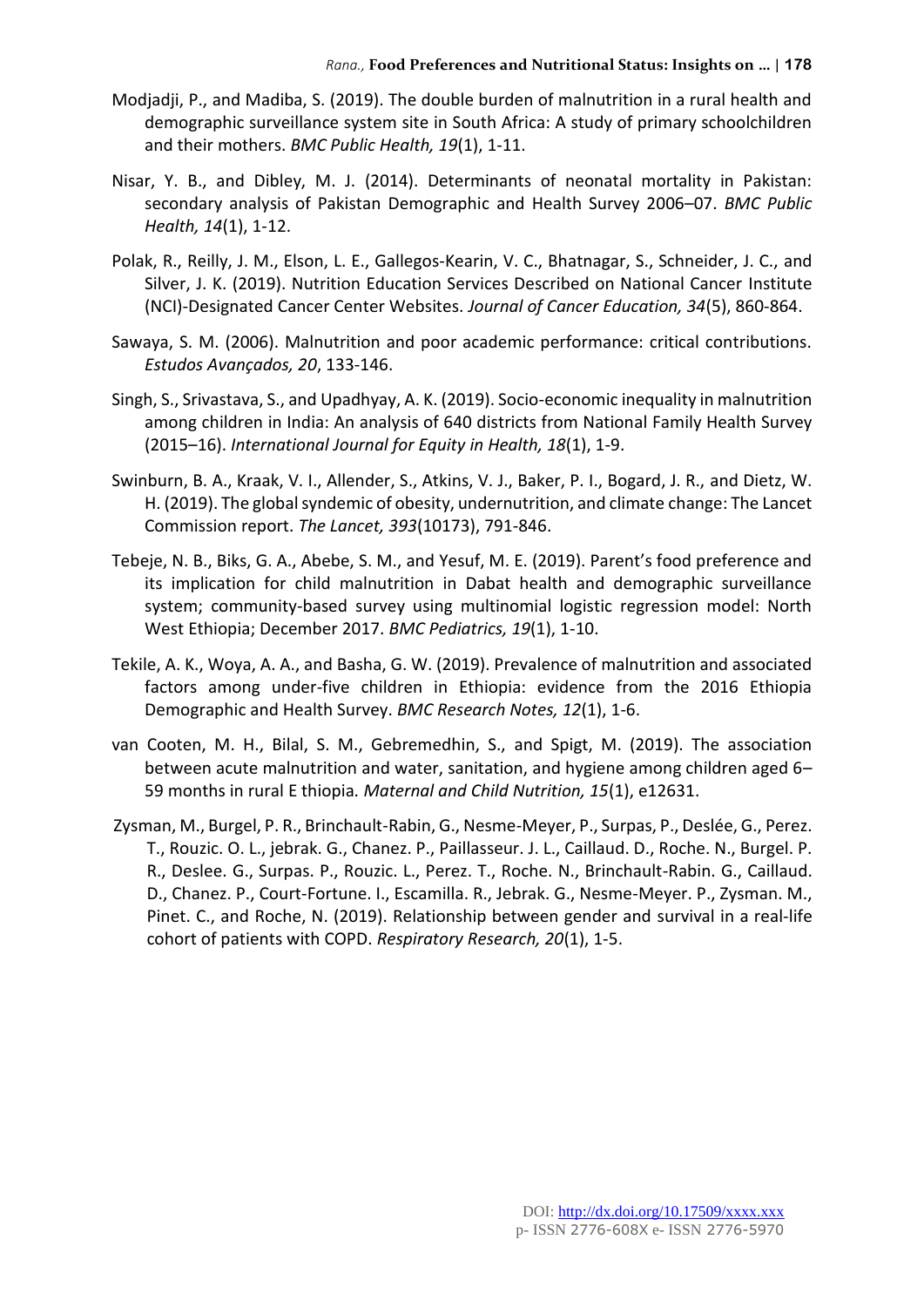Modjadji, P., and Madiba, S. (2019). The double burden of malnutrition in a rural health and demographic surveillance system site in South Africa: A study of primary schoolchildren and their mothers. *BMC Public Health, 19*(1), 1-11.

Nisar, Y. B., and Dibley, M. J. (2014). Determinants of neonatal mortality in Pakistan: secondary analysis of Pakistan Demographic and Health Survey 2006–07. *BMC Public Health, 14*(1), 1-12.

Polak, R., Reilly, J. M., Elson, L. E., Gallegos-Kearin, V. C., Bhatnagar, S., Schneider, J. C., and Silver, J. K. (2019). Nutrition Education Services Described on National Cancer Institute (NCI)-Designated Cancer Center Websites. *Journal of Cancer Education, 34*(5), 860-864.

Sawaya, S. M. (2006). Malnutrition and poor academic performance: critical contributions. *Estudos Avançados, 20*, 133-146.

Singh, S., Srivastava, S., and Upadhyay, A. K. (2019). Socio-economic inequality in malnutrition among children in India: An analysis of 640 districts from National Family Health Survey (2015–16). *International Journal for Equity in Health, 18*(1), 1-9.

Swinburn, B. A., Kraak, V. I., Allender, S., Atkins, V. J., Baker, P. I., Bogard, J. R., and Dietz, W. H. (2019). The global syndemic of obesity, undernutrition, and climate change: The Lancet Commission report. *The Lancet, 393*(10173), 791-846.

Tebeje, N. B., Biks, G. A., Abebe, S. M., and Yesuf, M. E. (2019). Parent's food preference and its implication for child malnutrition in Dabat health and demographic surveillance system; community-based survey using multinomial logistic regression model: North West Ethiopia; December 2017. *BMC Pediatrics, 19*(1), 1-10.

Tekile, A. K., Woya, A. A., and Basha, G. W. (2019). Prevalence of malnutrition and associated factors among under-five children in Ethiopia: evidence from the 2016 Ethiopia Demographic and Health Survey. *BMC Research Notes, 12*(1), 1-6.

van Cooten, M. H., Bilal, S. M., Gebremedhin, S., and Spigt, M. (2019). The association between acute malnutrition and water, sanitation, and hygiene among children aged 6–59 months in rural E thiopia. *Maternal and Child Nutrition, 15*(1), e12631.

Zysman, M., Burgel, P. R., Brinchault-Rabin, G., Nesme-Meyer, P., Surpas, P., Deslée, G., Perez. T., Rouzic. O. L., jebrak. G., Chanez. P., Paillasseur. J. L., Caillaud. D., Roche. N., Burgel. P. R., Deslee. G., Surpas. P., Rouzic. L., Perez. T., Roche. N., Brinchault-Rabin. G., Caillaud. D., Chanez. P., Court-Fortune. I., Escamilla. R., Jebrak. G., Nesme-Meyer. P., Zysman. M., Pinet. C., and Roche, N. (2019). Relationship between gender and survival in a real-life cohort of patients with COPD. *Respiratory Research, 20*(1), 1-5.